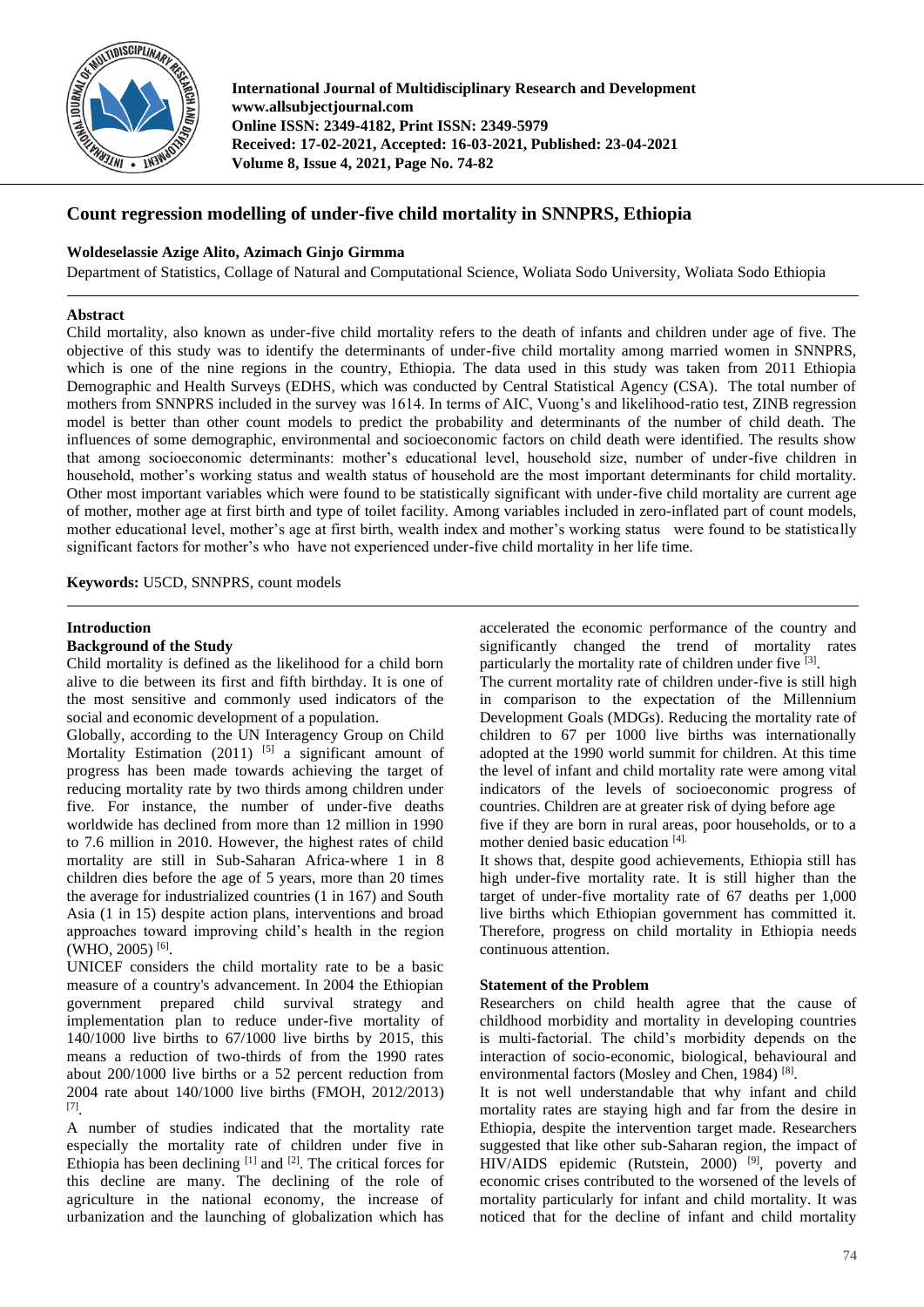# Count regression modelling of under-five child mortality in SNNPRS, Ethiopia

**Woldeselassie Azige Alito, Azimach Ginjo Girmma**

Department of Statistics, Collage of Natural and Computational Science, Woliata Sodo University, Woliata Sodo Ethiopia

## Abstract

Child mortality, also known as under-five child mortality refers to the death of infants and children under age of five. The objective of this study was to identify the determinants of under-five child mortality among married women in SNNPRS, which is one of the nine regions in the country, Ethiopia. The data used in this study was taken from 2011 Ethiopia Demographic and Health Surveys (EDHS, which was conducted by Central Statistical Agency (CSA). The total number of mothers from SNNPRS included in the survey was 1614. In terms of AIC, Vuong's and likelihood-ratio test, ZINB regression model is better than other count models to predict the probability and determinants of the number of child death. The influences of some demographic, environmental and socioeconomic factors on child death were identified. The results show that among socioeconomic determinants: mother's educational level, household size, number of under-five children in household, mother's working status and wealth status of household are the most important determinants for child mortality. Other most important variables which were found to be statistically significant with under-five child mortality are current age of mother, mother age at first birth and type of toilet facility. Among variables included in zero-inflated part of count models, mother educational level, mother's age at first birth, wealth index and mother's working status were found to be statistically significant factors for mother's who have not experienced under-five child mortality in her life time.

**Keywords:** U5CD, SNNPRS, count models

## Introduction

### Background of the Study

Child mortality is defined as the likelihood for a child born alive to die between its first and fifth birthday. It is one of the most sensitive and commonly used indicators of the social and economic development of a population.

Globally, according to the UN Interagency Group on Child Mortality Estimation (2011) [5] a significant amount of progress has been made towards achieving the target of reducing mortality rate by two thirds among children under five. For instance, the number of under-five deaths worldwide has declined from more than 12 million in 1990 to 7.6 million in 2010. However, the highest rates of child mortality are still in Sub-Saharan Africa-where 1 in 8 children dies before the age of 5 years, more than 20 times the average for industrialized countries (1 in 167) and South Asia (1 in 15) despite action plans, interventions and broad approaches toward improving child's health in the region (WHO, 2005) [6].

UNICEF considers the child mortality rate to be a basic measure of a country's advancement. In 2004 the Ethiopian government prepared child survival strategy and implementation plan to reduce under-five mortality of 140/1000 live births to 67/1000 live births by 2015, this means a reduction of two-thirds of from the 1990 rates about 200/1000 live births or a 52 percent reduction from 2004 rate about 140/1000 live births (FMOH, 2012/2013) [7].

A number of studies indicated that the mortality rate especially the mortality rate of children under five in Ethiopia has been declining [1] and [2]. The critical forces for this decline are many. The declining of the role of agriculture in the national economy, the increase of urbanization and the launching of globalization which has accelerated the economic performance of the country and significantly changed the trend of mortality rates particularly the mortality rate of children under five [3].

The current mortality rate of children under-five is still high in comparison to the expectation of the Millennium Development Goals (MDGs). Reducing the mortality rate of children to 67 per 1000 live births was internationally adopted at the 1990 world summit for children. At this time the level of infant and child mortality rate were among vital indicators of the levels of socioeconomic progress of countries. Children are at greater risk of dying before age five if they are born in rural areas, poor households, or to a mother denied basic education [4].

It shows that, despite good achievements, Ethiopia still has high under-five mortality rate. It is still higher than the target of under-five mortality rate of 67 deaths per 1,000 live births which Ethiopian government has committed it. Therefore, progress on child mortality in Ethiopia needs continuous attention.

### Statement of the Problem

Researchers on child health agree that the cause of childhood morbidity and mortality in developing countries is multi-factorial. The child's morbidity depends on the interaction of socio-economic, biological, behavioural and environmental factors (Mosley and Chen, 1984) [8].

It is not well understandable that why infant and child mortality rates are staying high and far from the desire in Ethiopia, despite the intervention target made. Researchers suggested that like other sub-Saharan region, the impact of HIV/AIDS epidemic (Rutstein, 2000) [9], poverty and economic crises contributed to the worsened of the levels of mortality particularly for infant and child mortality. It was noticed that for the decline of infant and child mortality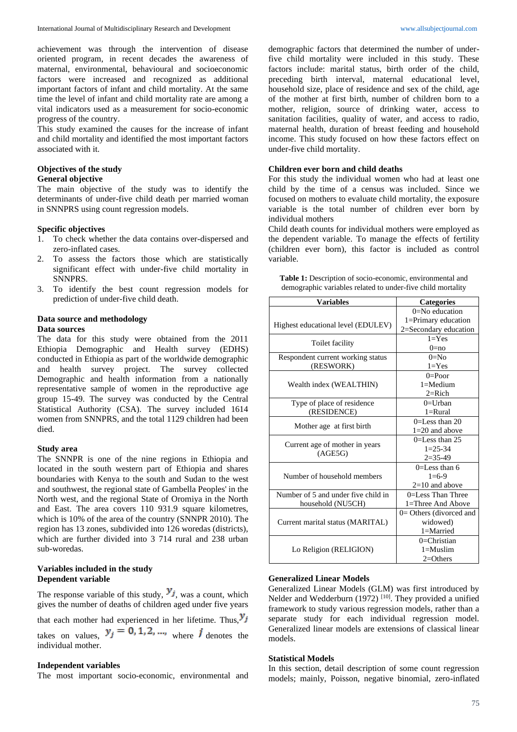achievement was through the intervention of disease oriented program, in recent decades the awareness of maternal, environmental, behavioural and socioeconomic factors were increased and recognized as additional important factors of infant and child mortality. At the same time the level of infant and child mortality rate are among a vital indicators used as a measurement for socio-economic progress of the country.

This study examined the causes for the increase of infant and child mortality and identified the most important factors associated with it.

## Objectives of the study

### General objective

The main objective of the study was to identify the determinants of under-five child death per married woman in SNNPRS using count regression models.

### Specific objectives

1. To check whether the data contains over-dispersed and zero-inflated cases.
2. To assess the factors those which are statistically significant effect with under-five child mortality in SNNPRS.
3. To identify the best count regression models for prediction of under-five child death.

## Data source and methodology

### Data sources

The data for this study were obtained from the 2011 Ethiopia Demographic and Health survey (EDHS) conducted in Ethiopia as part of the worldwide demographic and health survey project. The survey collected Demographic and health information from a nationally representative sample of women in the reproductive age group 15-49. The survey was conducted by the Central Statistical Authority (CSA). The survey included 1614 women from SNNPRS, and the total 1129 children had been died.

### Study area

The SNNPR is one of the nine regions in Ethiopia and located in the south western part of Ethiopia and shares boundaries with Kenya to the south and Sudan to the west and southwest, the regional state of Gambella Peoples' in the North west, and the regional State of Oromiya in the North and East. The area covers 110 931.9 square kilometres, which is 10% of the area of the country (SNNPR 2010). The region has 13 zones, subdivided into 126 woredas (districts), which are further divided into 3 714 rural and 238 urban sub-woredas.

### Variables included in the study

### Dependent variable

The response variable of this study, $y_j$, was a count, which gives the number of deaths of children aged under five years that each mother had experienced in her lifetime. Thus, $y_j$ takes on values, $y_j = 0, 1, 2, \ldots,$ where $j$ denotes the individual mother.

### Independent variables

The most important socio-economic, environmental and demographic factors that determined the number of under-five child mortality were included in this study. These factors include: marital status, birth order of the child, preceding birth interval, maternal educational level, household size, place of residence and sex of the child, age of the mother at first birth, number of children born to a mother, religion, source of drinking water, access to sanitation facilities, quality of water, and access to radio, maternal health, duration of breast feeding and household income. This study focused on how these factors effect on under-five child mortality.

### Children ever born and child deaths

For this study the individual women who had at least one child by the time of a census was included. Since we focused on mothers to evaluate child mortality, the exposure variable is the total number of children ever born by individual mothers

Child death counts for individual mothers were employed as the dependent variable. To manage the effects of fertility (children ever born), this factor is included as control variable.

**Table 1:** Description of socio-economic, environmental and demographic variables related to under-five child mortality

| Variables | Categories |
|---|---|
| Highest educational level (EDULEV) | 0=No education<br>1=Primary education<br>2=Secondary education |
| Toilet facility | 1=Yes<br>0=no |
| Respondent current working status (RESWORK) | 0=No<br>1=Yes |
| Wealth index (WEALTHIN) | 0=Poor<br>1=Medium<br>2=Rich |
| Type of place of residence (RESIDENCE) | 0=Urban<br>1=Rural |
| Mother age at first birth | 0=Less than 20<br>1=20 and above |
| Current age of mother in years (AGE5G) | 0=Less than 25<br>1=25-34<br>2=35-49 |
| Number of household members | 0=Less than 6<br>1=6-9<br>2=10 and above |
| Number of 5 and under five child in household (NU5CH) | 0=Less Than Three<br>1=Three And Above |
| Current marital status (MARITAL) | 0= Others (divorced and widowed)<br>1=Married |
| Lo Religion (RELIGION) | 0=Christian<br>1=Muslim<br>2=Others |

### Generalized Linear Models

Generalized Linear Models (GLM) was first introduced by Nelder and Wedderburn (1972) [10]. They provided a unified framework to study various regression models, rather than a separate study for each individual regression model. Generalized linear models are extensions of classical linear models.

### Statistical Models

In this section, detail description of some count regression models; mainly, Poisson, negative binomial, zero-inflated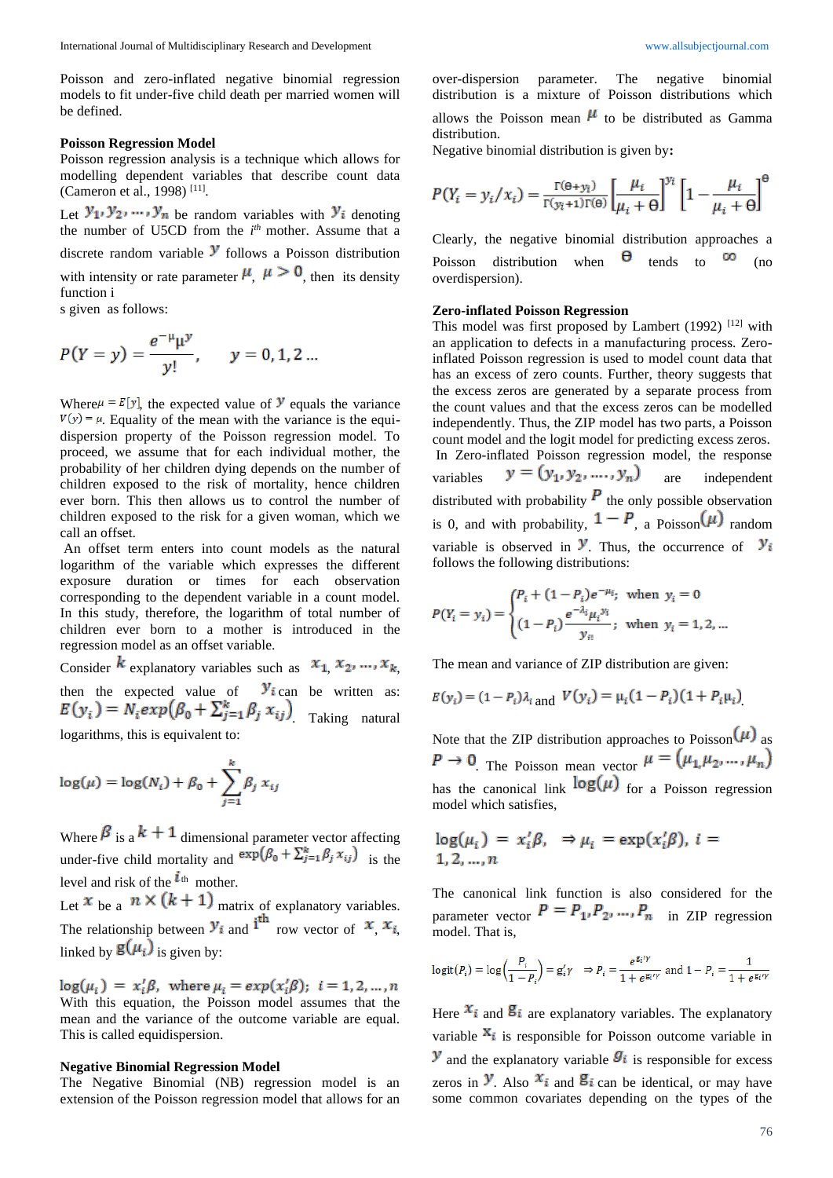Poisson and zero-inflated negative binomial regression models to fit under-five child death per married women will be defined.

### Poisson Regression Model

Poisson regression analysis is a technique which allows for modelling dependent variables that describe count data (Cameron et al., 1998) [11].

Let $y_1, y_2, \dots, y_n$ be random variables with $y_i$ denoting the number of U5CD from the $i^{th}$ mother. Assume that a discrete random variable $y$ follows a Poisson distribution with intensity or rate parameter $\mu$, $\mu > 0$, then its density function i

s given as follows:

$$P(Y = y) = \frac{e^{-\mu}\mu^{y}}{y!}, \qquad y = 0, 1, 2 \dots$$

Where $\mu = E[y]$, the expected value of $y$ equals the variance $V(y) = \mu$. Equality of the mean with the variance is the equi-dispersion property of the Poisson regression model. To proceed, we assume that for each individual mother, the probability of her children dying depends on the number of children exposed to the risk of mortality, hence children ever born. This then allows us to control the number of children exposed to the risk for a given woman, which we call an offset.

An offset term enters into count models as the natural logarithm of the variable which expresses the different exposure duration or times for each observation corresponding to the dependent variable in a count model. In this study, therefore, the logarithm of total number of children ever born to a mother is introduced in the regression model as an offset variable.

Consider $k$ explanatory variables such as $x_1, x_2, \dots, x_k$, then the expected value of $y_i$ can be written as: $E(y_i) = N_i exp\left(\beta_0 + \sum_{j=1}^{k} \beta_j x_{ij}\right)$. Taking natural logarithms, this is equivalent to:

$$\log(\mu) = \log(N_i) + \beta_0 + \sum_{j=1}^{k} \beta_j x_{ij}$$

Where $\beta$ is a $k+1$ dimensional parameter vector affecting under-five child mortality and $\exp\left(\beta_0 + \sum_{j=1}^{k} \beta_j x_{ij}\right)$ is the level and risk of the $i^{th}$ mother.

Let $x$ be a $n \times (k+1)$ matrix of explanatory variables. The relationship between $y_i$ and $i^{th}$ row vector of $x$, $x_i$, linked by $g(\mu_i)$ is given by:

$$\log(\mu_i) = x_i'\beta, \text{ where } \mu_i = exp(x_i'\beta); \ i = 1, 2, \dots, n$$

With this equation, the Poisson model assumes that the mean and the variance of the outcome variable are equal. This is called equidispersion.

### Negative Binomial Regression Model

The Negative Binomial (NB) regression model is an extension of the Poisson regression model that allows for an over-dispersion parameter. The negative binomial distribution is a mixture of Poisson distributions which allows the Poisson mean $\mu$ to be distributed as Gamma distribution.

Negative binomial distribution is given by:

$$P(Y_i = y_i/x_i) = \frac{\Gamma(\theta + y_i)}{\Gamma(y_i + 1)\Gamma(\theta)} \left[\frac{\mu_i}{\mu_i + \theta}\right]^{y_i} \left[1 - \frac{\mu_i}{\mu_i + \theta}\right]^{\theta}$$

Clearly, the negative binomial distribution approaches a Poisson distribution when $\theta$ tends to $\infty$ (no overdispersion).

### Zero-inflated Poisson Regression

This model was first proposed by Lambert (1992) [12] with an application to defects in a manufacturing process. Zero-inflated Poisson regression is used to model count data that has an excess of zero counts. Further, theory suggests that the excess zeros are generated by a separate process from the count values and that the excess zeros can be modelled independently. Thus, the ZIP model has two parts, a Poisson count model and the logit model for predicting excess zeros.

In Zero-inflated Poisson regression model, the response variables $y = (y_1, y_2, \dots, y_n)$ are independent distributed with probability $P$ the only possible observation is 0, and with probability, $1 - P$, a Poisson$(\mu)$ random variable is observed in $y$. Thus, the occurrence of $y_i$ follows the following distributions:

$$P(Y_i = y_i) = \begin{cases} P_i + (1 - P_i)e^{-\mu_i}; & \text{when } y_i = 0 \\ (1 - P_i)\dfrac{e^{-\lambda_i}\mu_i^{y_i}}{y_{i!}}; & \text{when } y_i = 1, 2, \dots \end{cases}$$

The mean and variance of ZIP distribution are given:

$E(y_i) = (1 - P_i)\lambda_i$ and $V(y_i) = \mu_i(1 - P_i)(1 + P_i\mu_i)$.

Note that the ZIP distribution approaches to Poisson$(\mu)$ as $P \to 0$. The Poisson mean vector $\mu = (\mu_1, \mu_2, \dots, \mu_n)$ has the canonical link $\log(\mu)$ for a Poisson regression model which satisfies,

$$\log(\mu_i) = x_i'\beta, \ \Rightarrow \mu_i = \exp(x_i'\beta), \ i = 1, 2, \dots, n$$

The canonical link function is also considered for the parameter vector $P = P_1, P_2, \dots, P_n$ in ZIP regression model. That is,

$$\text{logit}(P_i) = \log\left(\frac{P_i}{1 - P_i}\right) = g_i'\gamma \quad \Rightarrow P_i = \frac{e^{g_i'\gamma}}{1 + e^{g_i'\gamma}} \text{ and } 1 - P_i = \frac{1}{1 + e^{g_i'\gamma}}$$

Here $x_i$ and $g_i$ are explanatory variables. The explanatory variable $x_i$ is responsible for Poisson outcome variable in $y$ and the explanatory variable $g_i$ is responsible for excess zeros in $y$. Also $x_i$ and $g_i$ can be identical, or may have some common covariates depending on the types of the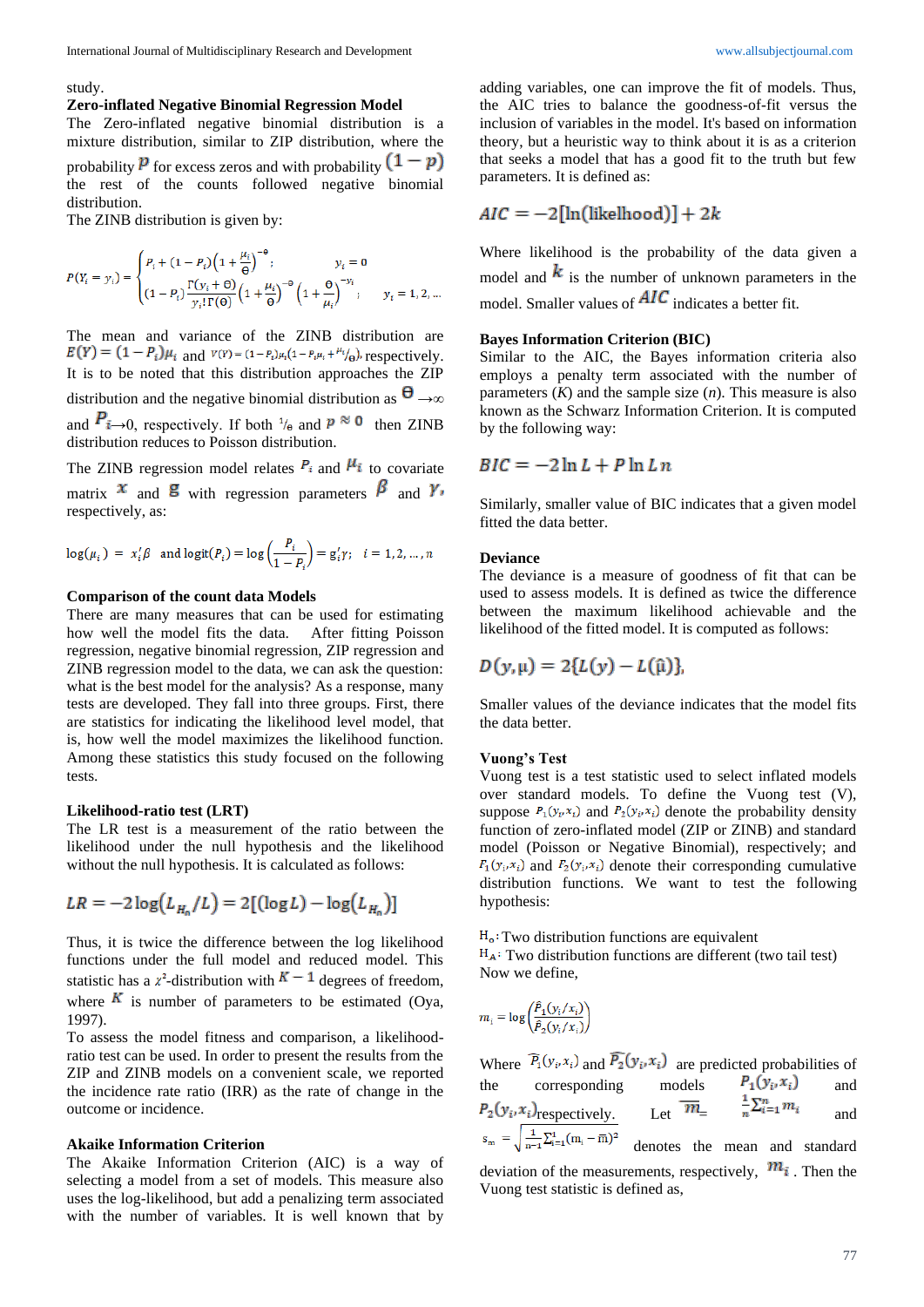study.

### Zero-inflated Negative Binomial Regression Model

The Zero-inflated negative binomial distribution is a mixture distribution, similar to ZIP distribution, where the probability $p$ for excess zeros and with probability $(1-p)$ the rest of the counts followed negative binomial distribution.

The ZINB distribution is given by:

$$P(Y_i = y_i) = \begin{cases} P_i + (1-P_i)\left(1+\frac{\mu_i}{\Theta}\right)^{-\Theta}; & y_i = 0 \\ (1-P_i)\frac{\Gamma(y_i+\Theta)}{y_i!\,\Gamma(\Theta)}\left(1+\frac{\mu_i}{\Theta}\right)^{-\Theta}\left(1+\frac{\Theta}{\mu_i}\right)^{-y_i}; & y_i = 1, 2, \ldots \end{cases}$$

The mean and variance of the ZINB distribution are $E(Y) = (1-P_i)\mu_i$ and $V(Y) = (1-P_i)\mu_i(1-P_i\mu_i + \mu_i/_\Theta)$, respectively. It is to be noted that this distribution approaches the ZIP distribution and the negative binomial distribution as $\Theta \to \infty$ and $P_i \to 0$, respectively. If both $1/_\Theta$ and $p \approx 0$ then ZINB distribution reduces to Poisson distribution.

The ZINB regression model relates $P_i$ and $\mu_i$ to covariate matrix $x$ and $g$ with regression parameters $\beta$ and $\gamma$, respectively, as:

$$\log(\mu_i) = x_i'\beta \quad \text{and}\ \text{logit}(P_i) = \log\left(\frac{P_i}{1-P_i}\right) = g_i'\gamma; \quad i = 1, 2, \ldots, n$$

### Comparison of the count data Models

There are many measures that can be used for estimating how well the model fits the data. After fitting Poisson regression, negative binomial regression, ZIP regression and ZINB regression model to the data, we can ask the question: what is the best model for the analysis? As a response, many tests are developed. They fall into three groups. First, there are statistics for indicating the likelihood level model, that is, how well the model maximizes the likelihood function. Among these statistics this study focused on the following tests.

### Likelihood-ratio test (LRT)

The LR test is a measurement of the ratio between the likelihood under the null hypothesis and the likelihood without the null hypothesis. It is calculated as follows:

$$LR = -2\log\left(L_{H_0}/L\right) = 2\left[(\log L) - \log\left(L_{H_0}\right)\right]$$

Thus, it is twice the difference between the log likelihood functions under the full model and reduced model. This statistic has a $\chi^2$-distribution with $K-1$ degrees of freedom, where $K$ is number of parameters to be estimated (Oya, 1997).

To assess the model fitness and comparison, a likelihood-ratio test can be used. In order to present the results from the ZIP and ZINB models on a convenient scale, we reported the incidence rate ratio (IRR) as the rate of change in the outcome or incidence.

### Akaike Information Criterion

The Akaike Information Criterion (AIC) is a way of selecting a model from a set of models. This measure also uses the log-likelihood, but add a penalizing term associated with the number of variables. It is well known that by adding variables, one can improve the fit of models. Thus, the AIC tries to balance the goodness-of-fit versus the inclusion of variables in the model. It's based on information theory, but a heuristic way to think about it is as a criterion that seeks a model that has a good fit to the truth but few parameters. It is defined as:

$$AIC = -2[\ln(\text{likelihood})] + 2k$$

Where likelihood is the probability of the data given a model and $k$ is the number of unknown parameters in the model. Smaller values of $AIC$ indicates a better fit.

### Bayes Information Criterion (BIC)

Similar to the AIC, the Bayes information criteria also employs a penalty term associated with the number of parameters ($K$) and the sample size ($n$). This measure is also known as the Schwarz Information Criterion. It is computed by the following way:

$$BIC = -2\ln L + P\ln L n$$

Similarly, smaller value of BIC indicates that a given model fitted the data better.

### Deviance

The deviance is a measure of goodness of fit that can be used to assess models. It is defined as the difference between the maximum likelihood achievable and the likelihood of the fitted model. It is computed as follows:

$$D(y, \mu) = 2\{L(y) - L(\hat{\mu})\},$$

Smaller values of the deviance indicates that the model fits the data better.

### Vuong's Test

Vuong test is a test statistic used to select inflated models over standard models. To define the Vuong test (V), suppose $P_1(y_i, x_i)$ and $P_2(y_i, x_i)$ denote the probability density function of zero-inflated model (ZIP or ZINB) and standard model (Poisson or Negative Binomial), respectively; and $F_1(y_i, x_i)$ and $F_2(y_i, x_i)$ denote their corresponding cumulative distribution functions. We want to test the following hypothesis:

$H_0$: Two distribution functions are equivalent
$H_A$: Two distribution functions are different (two tail test)
Now we define,

$$m_i = \log\left(\frac{\hat{P}_1(y_i/x_i)}{\hat{P}_2(y_i/x_i)}\right)$$

Where $\hat{P}_1(y_i, x_i)$ and $\hat{P}_2(y_i, x_i)$ are predicted probabilities of the corresponding models $P_1(y_i, x_i)$ and $P_2(y_i, x_i)$ respectively. Let $\bar{m} = \frac{1}{n}\sum_{i=1}^{n} m_i$ and $s_m = \sqrt{\frac{1}{n-1}\sum_{i=1}^{n}(m_i - \bar{m})^2}$ denotes the mean and standard deviation of the measurements, respectively, $m_i$. Then the Vuong test statistic is defined as,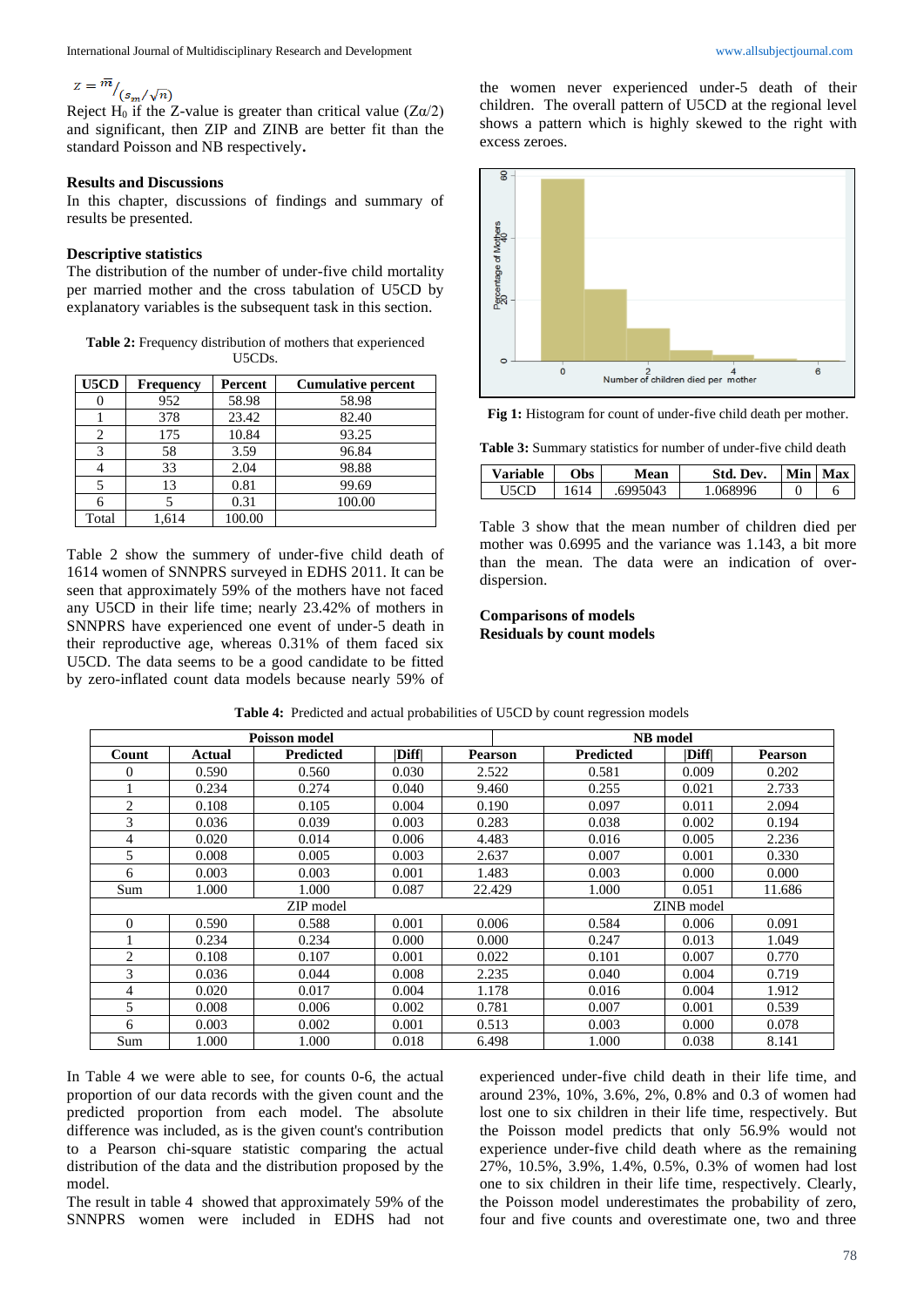$$z = \overline{m}/(s_m/\sqrt{n})$$

Reject $H_0$ if the Z-value is greater than critical value ($Z\alpha/2$) and significant, then ZIP and ZINB are better fit than the standard Poisson and NB respectively**.**

### Results and Discussions

In this chapter, discussions of findings and summary of results be presented.

### Descriptive statistics

The distribution of the number of under-five child mortality per married mother and the cross tabulation of U5CD by explanatory variables is the subsequent task in this section.

**Table 2:** Frequency distribution of mothers that experienced U5CDs.

| U5CD | Frequency | Percent | Cumulative percent |
|---|---|---|---|
| 0 | 952 | 58.98 | 58.98 |
| 1 | 378 | 23.42 | 82.40 |
| 2 | 175 | 10.84 | 93.25 |
| 3 | 58 | 3.59 | 96.84 |
| 4 | 33 | 2.04 | 98.88 |
| 5 | 13 | 0.81 | 99.69 |
| 6 | 5 | 0.31 | 100.00 |
| Total | 1,614 | 100.00 | |

Table 2 show the summery of under-five child death of 1614 women of SNNPRS surveyed in EDHS 2011. It can be seen that approximately 59% of the mothers have not faced any U5CD in their life time; nearly 23.42% of mothers in SNNPRS have experienced one event of under-5 death in their reproductive age, whereas 0.31% of them faced six U5CD. The data seems to be a good candidate to be fitted by zero-inflated count data models because nearly 59% of the women never experienced under-5 death of their children. The overall pattern of U5CD at the regional level shows a pattern which is highly skewed to the right with excess zeroes.

**Fig 1:** Histogram for count of under-five child death per mother.

**Table 3:** Summary statistics for number of under-five child death

| Variable | Obs | Mean | Std. Dev. | Min | Max |
|---|---|---|---|---|---|
| U5CD | 1614 | .6995043 | 1.068996 | 0 | 6 |

Table 3 show that the mean number of children died per mother was 0.6995 and the variance was 1.143, a bit more than the mean. The data were an indication of over-dispersion.

### Comparisons of models

### Residuals by count models

**Table 4:** Predicted and actual probabilities of U5CD by count regression models

| | | Poisson model | | | NB model | | |
|---|---|---|---|---|---|---|---|
| Count | Actual | Predicted | \|Diff\| | Pearson | Predicted | \|Diff\| | Pearson |
| 0 | 0.590 | 0.560 | 0.030 | 2.522 | 0.581 | 0.009 | 0.202 |
| 1 | 0.234 | 0.274 | 0.040 | 9.460 | 0.255 | 0.021 | 2.733 |
| 2 | 0.108 | 0.105 | 0.004 | 0.190 | 0.097 | 0.011 | 2.094 |
| 3 | 0.036 | 0.039 | 0.003 | 0.283 | 0.038 | 0.002 | 0.194 |
| 4 | 0.020 | 0.014 | 0.006 | 4.483 | 0.016 | 0.005 | 2.236 |
| 5 | 0.008 | 0.005 | 0.003 | 2.637 | 0.007 | 0.001 | 0.330 |
| 6 | 0.003 | 0.003 | 0.001 | 1.483 | 0.003 | 0.000 | 0.000 |
| Sum | 1.000 | 1.000 | 0.087 | 22.429 | 1.000 | 0.051 | 11.686 |
| | | ZIP model | | | ZINB model | | |
| 0 | 0.590 | 0.588 | 0.001 | 0.006 | 0.584 | 0.006 | 0.091 |
| 1 | 0.234 | 0.234 | 0.000 | 0.000 | 0.247 | 0.013 | 1.049 |
| 2 | 0.108 | 0.107 | 0.001 | 0.022 | 0.101 | 0.007 | 0.770 |
| 3 | 0.036 | 0.044 | 0.008 | 2.235 | 0.040 | 0.004 | 0.719 |
| 4 | 0.020 | 0.017 | 0.004 | 1.178 | 0.016 | 0.004 | 1.912 |
| 5 | 0.008 | 0.006 | 0.002 | 0.781 | 0.007 | 0.001 | 0.539 |
| 6 | 0.003 | 0.002 | 0.001 | 0.513 | 0.003 | 0.000 | 0.078 |
| Sum | 1.000 | 1.000 | 0.018 | 6.498 | 1.000 | 0.038 | 8.141 |

In Table 4 we were able to see, for counts 0-6, the actual proportion of our data records with the given count and the predicted proportion from each model. The absolute difference was included, as is the given count's contribution to a Pearson chi-square statistic comparing the actual distribution of the data and the distribution proposed by the model.

The result in table 4 showed that approximately 59% of the SNNPRS women were included in EDHS had not experienced under-five child death in their life time, and around 23%, 10%, 3.6%, 2%, 0.8% and 0.3 of women had lost one to six children in their life time, respectively. But the Poisson model predicts that only 56.9% would not experience under-five child death where the remaining 27%, 10.5%, 3.9%, 1.4%, 0.5%, 0.3% of women had lost one to six children in their life time, respectively. Clearly, the Poisson model underestimates the probability of zero, four and five counts and overestimate one, two and three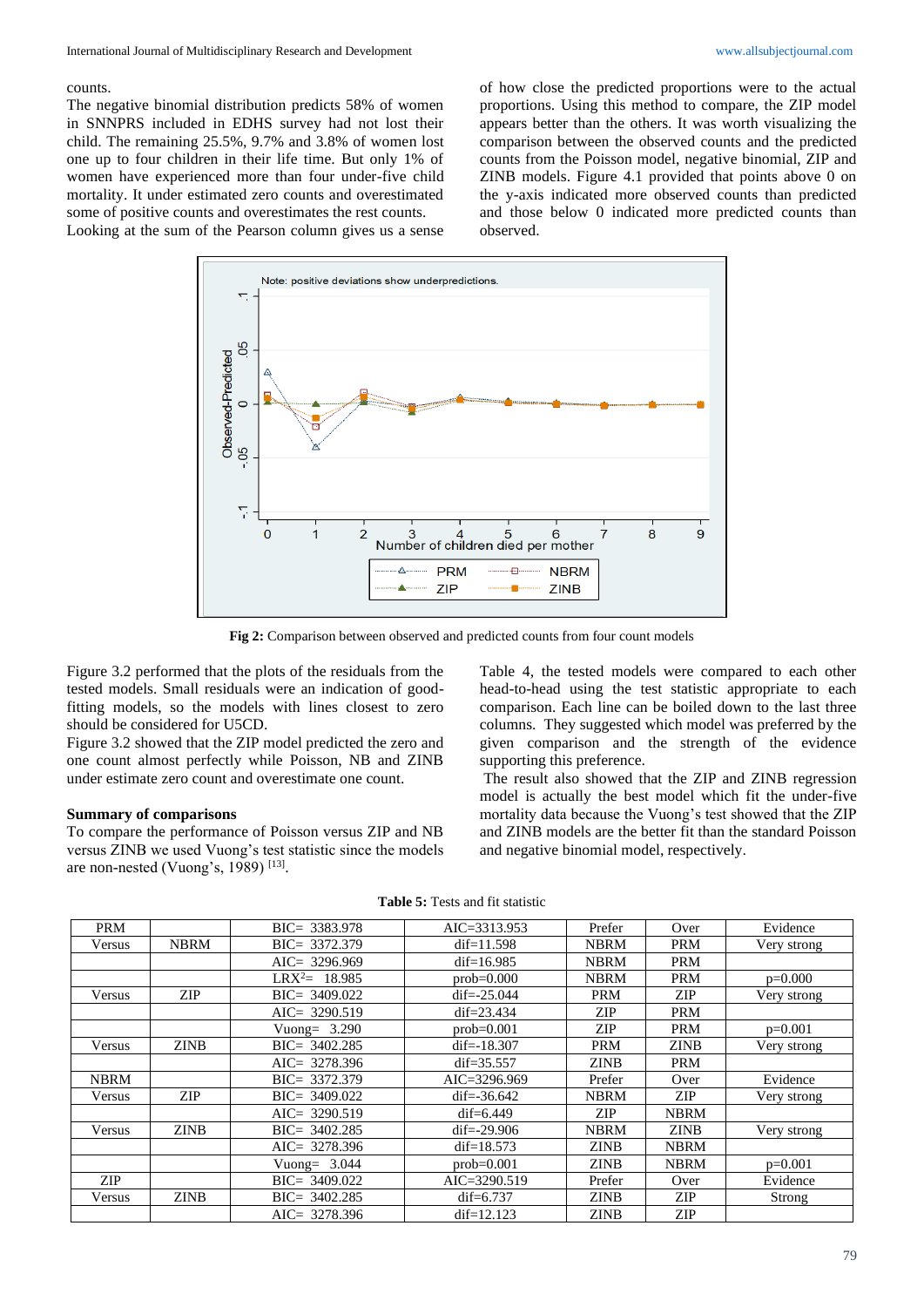counts.

The negative binomial distribution predicts 58% of women in SNNPRS included in EDHS survey had not lost their child. The remaining 25.5%, 9.7% and 3.8% of women lost one up to four children in their life time. But only 1% of women have experienced more than four under-five child mortality. It under estimated zero counts and overestimated some of positive counts and overestimates the rest counts.

Looking at the sum of the Pearson column gives us a sense of how close the predicted proportions were to the actual proportions. Using this method to compare, the ZIP model appears better than the others. It was worth visualizing the comparison between the observed counts and the predicted counts from the Poisson model, negative binomial, ZIP and ZINB models. Figure 4.1 provided that points above 0 on the y-axis indicated more observed counts than predicted and those below 0 indicated more predicted counts than observed.

**Fig 2:** Comparison between observed and predicted counts from four count models

Figure 3.2 performed that the plots of the residuals from the tested models. Small residuals were an indication of good-fitting models, so the models with lines closest to zero should be considered for U5CD.

Figure 3.2 showed that the ZIP model predicted the zero and one count almost perfectly while Poisson, NB and ZINB under estimate zero count and overestimate one count.

**Summary of comparisons**

To compare the performance of Poisson versus ZIP and NB versus ZINB we used Vuong's test statistic since the models are non-nested (Vuong's, 1989) [13].

Table 4, the tested models were compared to each other head-to-head using the test statistic appropriate to each comparison. Each line can be boiled down to the last three columns. They suggested which model was preferred by the given comparison and the strength of the evidence supporting this preference.

The result also showed that the ZIP and ZINB regression model is actually the best model which fit the under-five mortality data because the Vuong's test showed that the ZIP and ZINB models are the better fit than the standard Poisson and negative binomial model, respectively.

**Table 5:** Tests and fit statistic

| PRM | | BIC= 3383.978 | AIC=3313.953 | Prefer | Over | Evidence |
|---|---|---|---|---|---|---|
| Versus | NBRM | BIC= 3372.379 | dif=11.598 | NBRM | PRM | Very strong |
| | | AIC= 3296.969 | dif=16.985 | NBRM | PRM | |
| | | $LRX^2$= 18.985 | prob=0.000 | NBRM | PRM | p=0.000 |
| Versus | ZIP | BIC= 3409.022 | dif=-25.044 | PRM | ZIP | Very strong |
| | | AIC= 3290.519 | dif=23.434 | ZIP | PRM | |
| | | Vuong= 3.290 | prob=0.001 | ZIP | PRM | p=0.001 |
| Versus | ZINB | BIC= 3402.285 | dif=-18.307 | PRM | ZINB | Very strong |
| | | AIC= 3278.396 | dif=35.557 | ZINB | PRM | |
| NBRM | | BIC= 3372.379 | AIC=3296.969 | Prefer | Over | Evidence |
| Versus | ZIP | BIC= 3409.022 | dif=-36.642 | NBRM | ZIP | Very strong |
| | | AIC= 3290.519 | dif=6.449 | ZIP | NBRM | |
| Versus | ZINB | BIC= 3402.285 | dif=-29.906 | NBRM | ZINB | Very strong |
| | | AIC= 3278.396 | dif=18.573 | ZINB | NBRM | |
| | | Vuong= 3.044 | prob=0.001 | ZINB | NBRM | p=0.001 |
| ZIP | | BIC= 3409.022 | AIC=3290.519 | Prefer | Over | Evidence |
| Versus | ZINB | BIC= 3402.285 | dif=6.737 | ZINB | ZIP | Strong |
| | | AIC= 3278.396 | dif=12.123 | ZINB | ZIP | |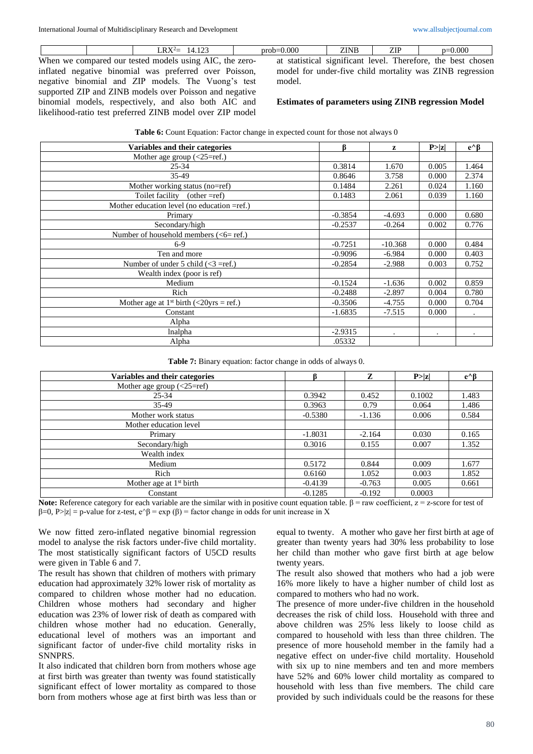|  |  | $LRX^2$= 14.123 | prob=0.000 | ZINB | ZIP | p=0.000 |
|---|---|---|---|---|---|---|

When we compared our tested models using AIC, the zero-inflated negative binomial was preferred over Poisson, negative binomial and ZIP models. The Vuong's test supported ZIP and ZINB models over Poisson and negative binomial models, respectively, and also both AIC and likelihood-ratio test preferred ZINB model over ZIP model at statistical significant level. Therefore, the best chosen model for under-five child mortality was ZINB regression model.

**Estimates of parameters using ZINB regression Model**

**Table 6:** Count Equation: Factor change in expected count for those not always 0

| Variables and their categories | β | z | P>\|z\| | e^β |
|---|---|---|---|---|
| Mother age group (<25=ref.) | | | | |
| 25-34 | 0.3814 | 1.670 | 0.005 | 1.464 |
| 35-49 | 0.8646 | 3.758 | 0.000 | 2.374 |
| Mother working status (no=ref) | 0.1484 | 2.261 | 0.024 | 1.160 |
| Toilet facility (other =ref) | 0.1483 | 2.061 | 0.039 | 1.160 |
| Mother education level (no education =ref.) | | | | |
| Primary | -0.3854 | -4.693 | 0.000 | 0.680 |
| Secondary/high | -0.2537 | -0.264 | 0.002 | 0.776 |
| Number of household members (<6= ref.) | | | | |
| 6-9 | -0.7251 | -10.368 | 0.000 | 0.484 |
| Ten and more | -0.9096 | -6.984 | 0.000 | 0.403 |
| Number of under 5 child (<3 =ref.) | -0.2854 | -2.988 | 0.003 | 0.752 |
| Wealth index (poor is ref) | | | | |
| Medium | -0.1524 | -1.636 | 0.002 | 0.859 |
| Rich | -0.2488 | -2.897 | 0.004 | 0.780 |
| Mother age at 1st birth (<20yrs = ref.) | -0.3506 | -4.755 | 0.000 | 0.704 |
| Constant | -1.6835 | -7.515 | 0.000 | . |
| Alpha | | | | |
| lnalpha | -2.9315 | . | . | . |
| Alpha | .05332 | | | |

**Table 7:** Binary equation: factor change in odds of always 0.

| Variables and their categories | β | Z | P>\|z\| | e^β |
|---|---|---|---|---|
| Mother age group (<25=ref) | | | | |
| 25-34 | 0.3942 | 0.452 | 0.1002 | 1.483 |
| 35-49 | 0.3963 | 0.79 | 0.064 | 1.486 |
| Mother work status | -0.5380 | -1.136 | 0.006 | 0.584 |
| Mother education level | | | | |
| Primary | -1.8031 | -2.164 | 0.030 | 0.165 |
| Secondary/high | 0.3016 | 0.155 | 0.007 | 1.352 |
| Wealth index | | | | |
| Medium | 0.5172 | 0.844 | 0.009 | 1.677 |
| Rich | 0.6160 | 1.052 | 0.003 | 1.852 |
| Mother age at 1st birth | -0.4139 | -0.763 | 0.005 | 0.661 |
| Constant | -0.1285 | -0.192 | 0.0003 | |

**Note:** Reference category for each variable are the similar with in positive count equation table. β = raw coefficient, z = z-score for test of β=0, P>|z| = p-value for z-test, e^β = exp (β) = factor change in odds for unit increase in X

We now fitted zero-inflated negative binomial regression model to analyse the risk factors under-five child mortality. The most statistically significant factors of U5CD results were given in Table 6 and 7.

The result has shown that children of mothers with primary education had approximately 32% lower risk of mortality as compared to children whose mother had no education. Children whose mothers had secondary and higher education was 23% of lower risk of death as compared with children whose mother had no education. Generally, educational level of mothers was an important and significant factor of under-five child mortality risks in SNNPRS.

It also indicated that children born from mothers whose age at first birth was greater than twenty was found statistically significant effect of lower mortality as compared to those born from mothers whose age at first birth was less than or equal to twenty. A mother who gave her first birth at age of greater than twenty years had 30% less probability to lose her child than mother who gave first birth at age below twenty years.

The result also showed that mothers who had a job were 16% more likely to have a higher number of child lost as compared to mothers who had no work.

The presence of more under-five children in the household decreases the risk of child loss. Household with three and above children was 25% less likely to loose child as compared to household with less than three children. The presence of more household member in the family had a negative effect on under-five child mortality. Household with six up to nine members and ten and more members have 52% and 60% lower child mortality as compared to household with less than five members. The child care provided by such individuals could be the reasons for these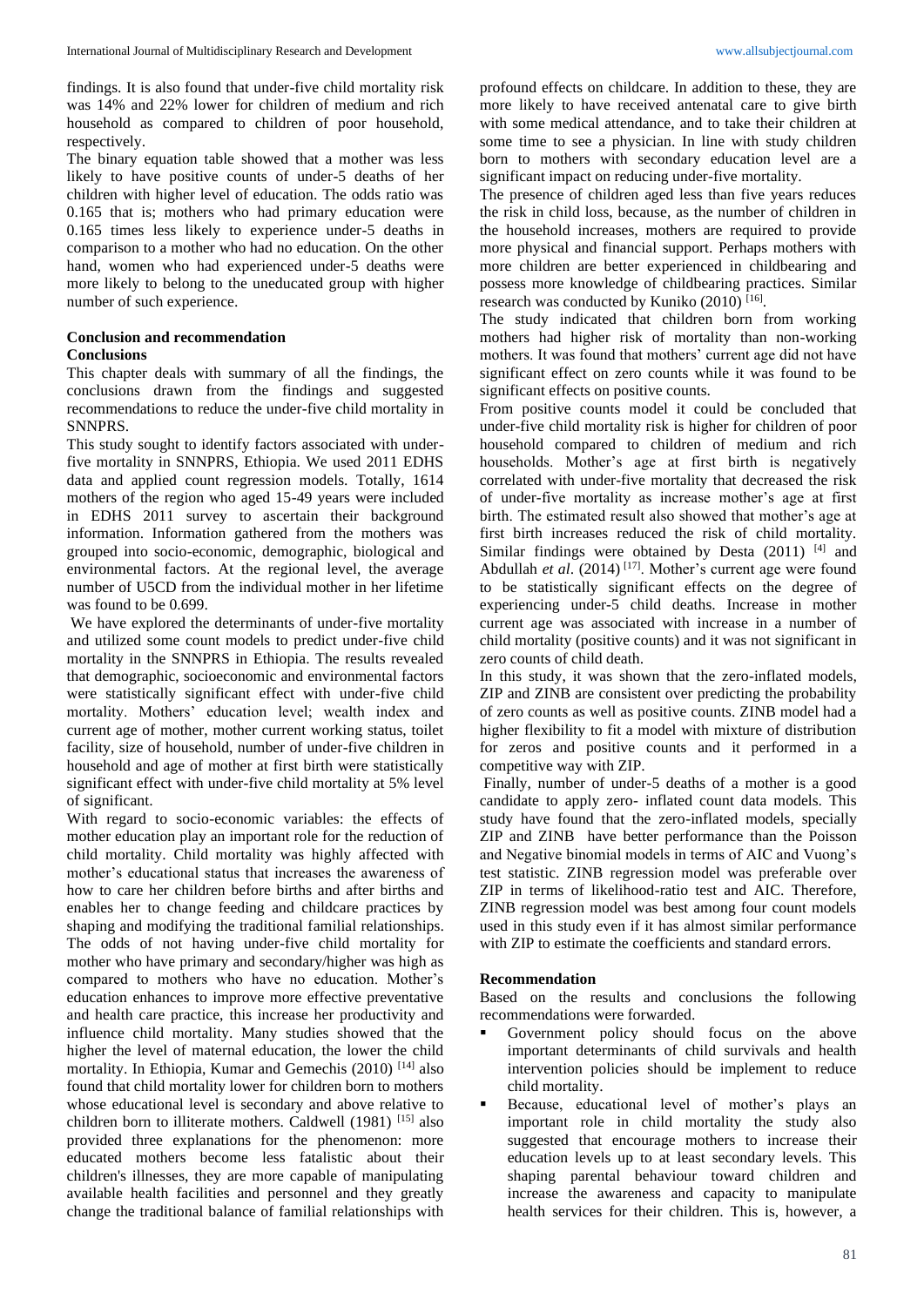findings. It is also found that under-five child mortality risk was 14% and 22% lower for children of medium and rich household as compared to children of poor household, respectively.

The binary equation table showed that a mother was less likely to have positive counts of under-5 deaths of her children with higher level of education. The odds ratio was 0.165 that is; mothers who had primary education were 0.165 times less likely to experience under-5 deaths in comparison to a mother who had no education. On the other hand, women who had experienced under-5 deaths were more likely to belong to the uneducated group with higher number of such experience.

## Conclusion and recommendation

### Conclusions

This chapter deals with summary of all the findings, the conclusions drawn from the findings and suggested recommendations to reduce the under-five child mortality in SNNPRS.

This study sought to identify factors associated with under-five mortality in SNNPRS, Ethiopia. We used 2011 EDHS data and applied count regression models. Totally, 1614 mothers of the region who aged 15-49 years were included in EDHS 2011 survey to ascertain their background information. Information gathered from the mothers was grouped into socio-economic, demographic, biological and environmental factors. At the regional level, the average number of U5CD from the individual mother in her lifetime was found to be 0.699.

We have explored the determinants of under-five mortality and utilized some count models to predict under-five child mortality in the SNNPRS in Ethiopia. The results revealed that demographic, socioeconomic and environmental factors were statistically significant effect with under-five child mortality. Mothers' education level; wealth index and current age of mother, mother current working status, toilet facility, size of household, number of under-five children in household and age of mother at first birth were statistically significant effect with under-five child mortality at 5% level of significant.

With regard to socio-economic variables: the effects of mother education play an important role for the reduction of child mortality. Child mortality was highly affected with mother's educational status that increases the awareness of how to care her children before births and after births and enables her to change feeding and childcare practices by shaping and modifying the traditional familial relationships. The odds of not having under-five child mortality for mother who have primary and secondary/higher was high as compared to mothers who have no education. Mother's education enhances to improve more effective preventative and health care practice, this increase her productivity and influence child mortality. Many studies showed that the higher the level of maternal education, the lower the child mortality. In Ethiopia, Kumar and Gemechis (2010) [14] also found that child mortality lower for children born to mothers whose educational level is secondary and above relative to children born to illiterate mothers. Caldwell (1981) [15] also provided three explanations for the phenomenon: more educated mothers become less fatalistic about their children's illnesses, they are more capable of manipulating available health facilities and personnel and they greatly change the traditional balance of familial relationships with profound effects on childcare. In addition to these, they are more likely to have received antenatal care to give birth with some medical attendance, and to take their children at some time to see a physician. In line with study children born to mothers with secondary education level are a significant impact on reducing under-five mortality.

The presence of children aged less than five years reduces the risk in child loss, because, as the number of children in the household increases, mothers are required to provide more physical and financial support. Perhaps mothers with more children are better experienced in childbearing and possess more knowledge of childbearing practices. Similar research was conducted by Kuniko (2010) [16].

The study indicated that children born from working mothers had higher risk of mortality than non-working mothers. It was found that mothers' current age did not have significant effect on zero counts while it was found to be significant effects on positive counts.

From positive counts model it could be concluded that under-five child mortality risk is higher for children of poor household compared to children of medium and rich households. Mother's age at first birth is negatively correlated with under-five mortality that decreased the risk of under-five mortality as increase mother's age at first birth. The estimated result also showed that mother's age at first birth increases reduced the risk of child mortality. Similar findings were obtained by Desta (2011) [4] and Abdullah *et al*. (2014) [17]. Mother's current age were found to be statistically significant effects on the degree of experiencing under-5 child deaths. Increase in mother current age was associated with increase in a number of child mortality (positive counts) and it was not significant in zero counts of child death.

In this study, it was shown that the zero-inflated models, ZIP and ZINB are consistent over predicting the probability of zero counts as well as positive counts. ZINB model had a higher flexibility to fit a model with mixture of distribution for zeros and positive counts and it performed in a competitive way with ZIP.

Finally, number of under-5 deaths of a mother is a good candidate to apply zero- inflated count data models. This study have found that the zero-inflated models, specially ZIP and ZINB have better performance than the Poisson and Negative binomial models in terms of AIC and Vuong's test statistic. ZINB regression model was preferable over ZIP in terms of likelihood-ratio test and AIC. Therefore, ZINB regression model was best among four count models used in this study even if it has almost similar performance with ZIP to estimate the coefficients and standard errors.

### Recommendation

Based on the results and conclusions the following recommendations were forwarded.

- Government policy should focus on the above important determinants of child survivals and health intervention policies should be implement to reduce child mortality.
- Because, educational level of mother's plays an important role in child mortality the study also suggested that encourage mothers to increase their education levels up to at least secondary levels. This shaping parental behaviour toward children and increase the awareness and capacity to manipulate health services for their children. This is, however, a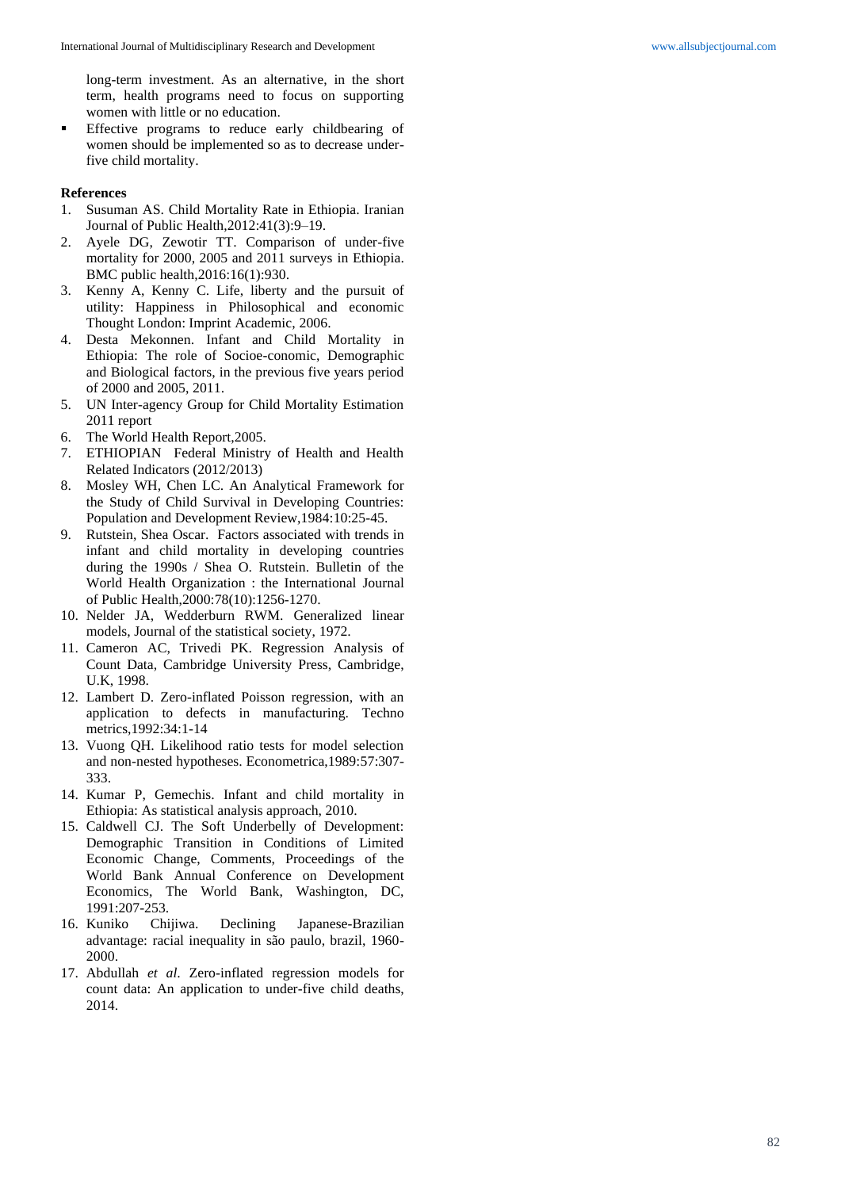long-term investment. As an alternative, in the short term, health programs need to focus on supporting women with little or no education.

- Effective programs to reduce early childbearing of women should be implemented so as to decrease under-five child mortality.

**References**

1. Susuman AS. Child Mortality Rate in Ethiopia. Iranian Journal of Public Health,2012:41(3):9–19.
2. Ayele DG, Zewotir TT. Comparison of under-five mortality for 2000, 2005 and 2011 surveys in Ethiopia. BMC public health,2016:16(1):930.
3. Kenny A, Kenny C. Life, liberty and the pursuit of utility: Happiness in Philosophical and economic Thought London: Imprint Academic, 2006.
4. Desta Mekonnen. Infant and Child Mortality in Ethiopia: The role of Socioe-conomic, Demographic and Biological factors, in the previous five years period of 2000 and 2005, 2011.
5. UN Inter-agency Group for Child Mortality Estimation 2011 report
6. The World Health Report,2005.
7. ETHIOPIAN Federal Ministry of Health and Health Related Indicators (2012/2013)
8. Mosley WH, Chen LC. An Analytical Framework for the Study of Child Survival in Developing Countries: Population and Development Review,1984:10:25-45.
9. Rutstein, Shea Oscar. Factors associated with trends in infant and child mortality in developing countries during the 1990s / Shea O. Rutstein. Bulletin of the World Health Organization : the International Journal of Public Health,2000:78(10):1256-1270.
10. Nelder JA, Wedderburn RWM. Generalized linear models, Journal of the statistical society, 1972.
11. Cameron AC, Trivedi PK. Regression Analysis of Count Data, Cambridge University Press, Cambridge, U.K, 1998.
12. Lambert D. Zero-inflated Poisson regression, with an application to defects in manufacturing. Techno metrics,1992:34:1-14
13. Vuong QH. Likelihood ratio tests for model selection and non-nested hypotheses. Econometrica,1989:57:307-333.
14. Kumar P, Gemechis. Infant and child mortality in Ethiopia: As statistical analysis approach, 2010.
15. Caldwell CJ. The Soft Underbelly of Development: Demographic Transition in Conditions of Limited Economic Change, Comments, Proceedings of the World Bank Annual Conference on Development Economics, The World Bank, Washington, DC, 1991:207-253.
16. Kuniko Chijiwa. Declining Japanese-Brazilian advantage: racial inequality in são paulo, brazil, 1960-2000.
17. Abdullah *et al*. Zero-inflated regression models for count data: An application to under-five child deaths, 2014.